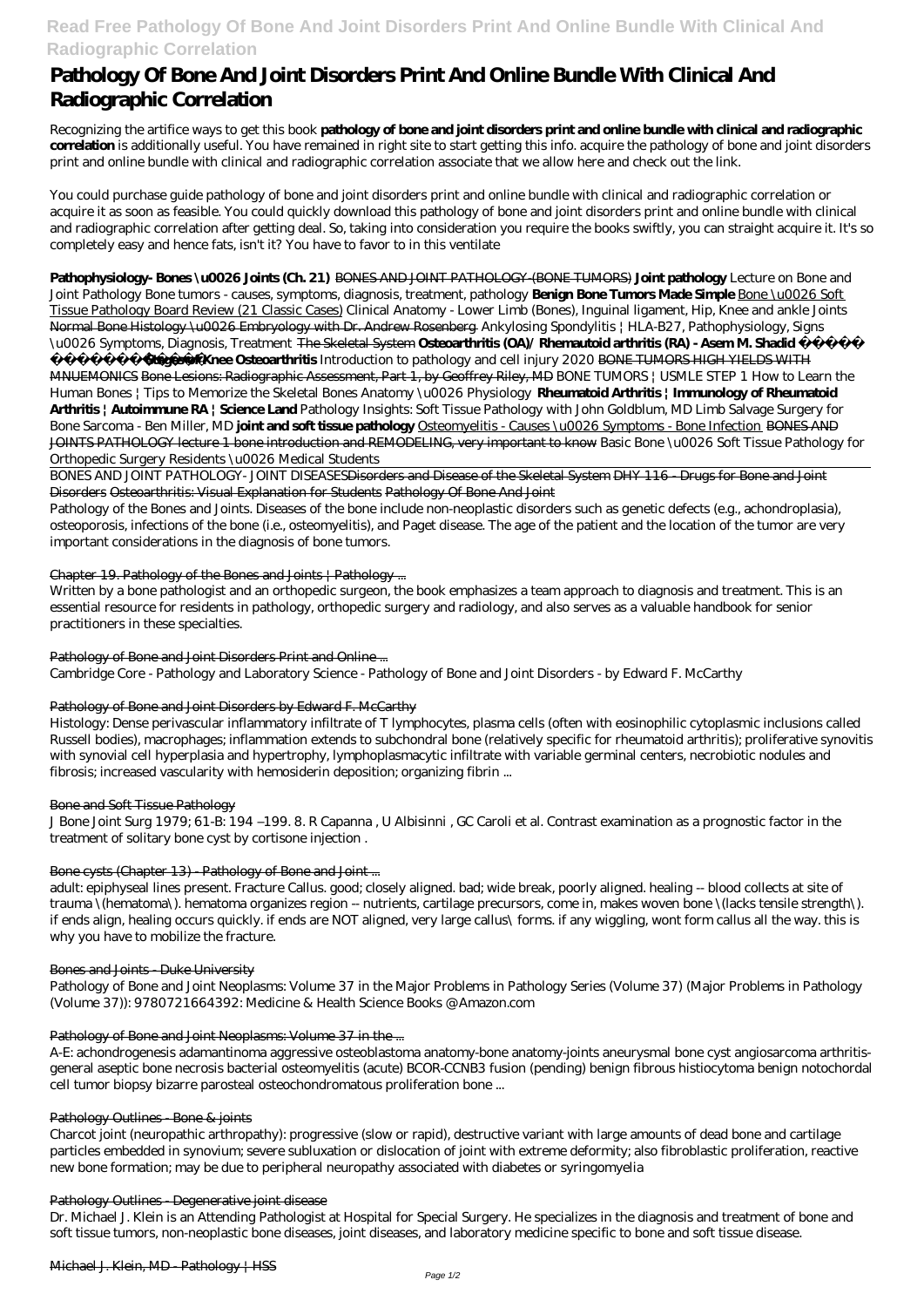# Pathology Of Bone And Joint Disorders Print And Online Bundle With Clinical And Radiographic Correlation

Recognizing the artifice ways to get this book **pathology of bone and joint disorders print and online bundle with clinical and radiographic correlation** is additionally useful. You have remained in right site to start getting this info. acquire the pathology of bone and joint disorders print and online bundle with clinical and radiographic correlation associate that we allow here and check out the link.

You could purchase guide pathology of bone and joint disorders print and online bundle with clinical and radiographic correlation or acquire it as soon as feasible. You could quickly download this pathology of bone and joint disorders print and online bundle with clinical and radiographic correlation after getting deal. So, taking into consideration you require the books swiftly, you can straight acquire it. It's so completely easy and hence fats, isn't it? You have to favor to in this ventilate

**Pathophysiology- Bones \u0026 Joints (Ch. 21)** BONES AND JOINT PATHOLOGY-(BONE TUMORS) **Joint pathology** *Lecture on Bone and Joint Pathology Bone tumors - causes, symptoms, diagnosis, treatment, pathology* **Benign Bone Tumors Made Simple** Bone \u0026 Soft Tissue Pathology Board Review (21 Classic Cases) *Clinical Anatomy - Lower Limb (Bones), Inguinal ligament, Hip, Knee and ankle Joints* Normal Bone Histology \u0026 Embryology with Dr. Andrew Rosenberg *Ankylosing Spondylitis | HLA-B27, Pathophysiology, Signs \u0026 Symptoms, Diagnosis, Treatment* The Skeletal System **Osteoarthritis (OA)/ Rhemautoid arthritis (RA) - Asem M. Shadid** **Stages of Knee Osteoarthritis** *Introduction to pathology and cell injury 2020* BONE TUMORS HIGH YIELDS WITH MNUEMONICS Bone Lesions: Radiographic Assessment, Part 1, by Geoffrey Riley, MD *BONE TUMORS | USMLE STEP 1 How to Learn the Human Bones | Tips to Memorize the Skeletal Bones Anatomy \u0026 Physiology* **Rheumatoid Arthritis | Immunology of Rheumatoid Arthritis | Autoimmune RA | Science Land** *Pathology Insights: Soft Tissue Pathology with John Goldblum, MD Limb Salvage Surgery for Bone Sarcoma - Ben Miller, MD* **joint and soft tissue pathology** Osteomyelitis - Causes \u0026 Symptoms - Bone Infection BONES AND JOINTS PATHOLOGY lecture 1 bone introduction and REMODELING, very important to know *Basic Bone \u0026 Soft Tissue Pathology for Orthopedic Surgery Residents \u0026 Medical Students*

BONES AND JOINT PATHOLOGY- JOINT DISEASESDisorders and Disease of the Skeletal System DHY 116 - Drugs for Bone and Joint Disorders Osteoarthritis: Visual Explanation for Students Pathology Of Bone And Joint

Pathology of the Bones and Joints. Diseases of the bone include non-neoplastic disorders such as genetic defects (e.g., achondroplasia), osteoporosis, infections of the bone (i.e., osteomyelitis), and Paget disease. The age of the patient and the location of the tumor are very important considerations in the diagnosis of bone tumors.

Chapter 19. Pathology of the Bones and Joints | Pathology ...

Written by a bone pathologist and an orthopedic surgeon, the book emphasizes a team approach to diagnosis and treatment. This is an essential resource for residents in pathology, orthopedic surgery and radiology, and also serves as a valuable handbook for senior practitioners in these specialties.

Pathology of Bone and Joint Disorders Print and Online ...

Cambridge Core - Pathology and Laboratory Science - Pathology of Bone and Joint Disorders - by Edward F. McCarthy

Pathology of Bone and Joint Disorders by Edward F. McCarthy

Histology: Dense perivascular inflammatory infiltrate of T lymphocytes, plasma cells (often with eosinophilic cytoplasmic inclusions called Russell bodies), macrophages; inflammation extends to subchondral bone (relatively specific for rheumatoid arthritis); proliferative synovitis with synovial cell hyperplasia and hypertrophy, lymphoplasmacytic infiltrate with variable germinal centers, necrobiotic nodules and fibrosis; increased vascularity with hemosiderin deposition; organizing fibrin ...

Bone and Soft Tissue Pathology

J Bone Joint Surg 1979; 61-B: 194 –199. 8. R Capanna , U Albisinni , GC Caroli et al. Contrast examination as a prognostic factor in the treatment of solitary bone cyst by cortisone injection .

Bone cysts (Chapter 13) - Pathology of Bone and Joint ...

adult: epiphyseal lines present. Fracture Callus. good; closely aligned. bad; wide break, poorly aligned. healing -- blood collects at site of trauma \(hematoma\). hematoma organizes region -- nutrients, cartilage precursors, come in, makes woven bone \(lacks tensile strength\). if ends align, healing occurs quickly. if ends are NOT aligned, very large callus\ forms. if any wiggling, wont form callus all the way. this is why you have to mobilize the fracture.

Bones and Joints - Duke University

Pathology of Bone and Joint Neoplasms: Volume 37 in the Major Problems in Pathology Series (Volume 37) (Major Problems in Pathology (Volume 37)): 9780721664392: Medicine & Health Science Books @ Amazon.com

Pathology of Bone and Joint Neoplasms: Volume 37 in the ...

A-E: achondrogenesis adamantinoma aggressive osteoblastoma anatomy-bone anatomy-joints aneurysmal bone cyst angiosarcoma arthritis-general aseptic bone necrosis bacterial osteomyelitis (acute) BCOR-CCNB3 fusion (pending) benign fibrous histiocytoma benign notochordal cell tumor biopsy bizarre parosteal osteochondromatous proliferation bone ...

Pathology Outlines - Bone & joints

Charcot joint (neuropathic arthropathy): progressive (slow or rapid), destructive variant with large amounts of dead bone and cartilage particles embedded in synovium; severe subluxation or dislocation of joint with extreme deformity; also fibroblastic proliferation, reactive new bone formation; may be due to peripheral neuropathy associated with diabetes or syringomyelia

Pathology Outlines - Degenerative joint disease

Dr. Michael J. Klein is an Attending Pathologist at Hospital for Special Surgery. He specializes in the diagnosis and treatment of bone and soft tissue tumors, non-neoplastic bone diseases, joint diseases, and laboratory medicine specific to bone and soft tissue disease.

Michael J. Klein, MD - Pathology | HSS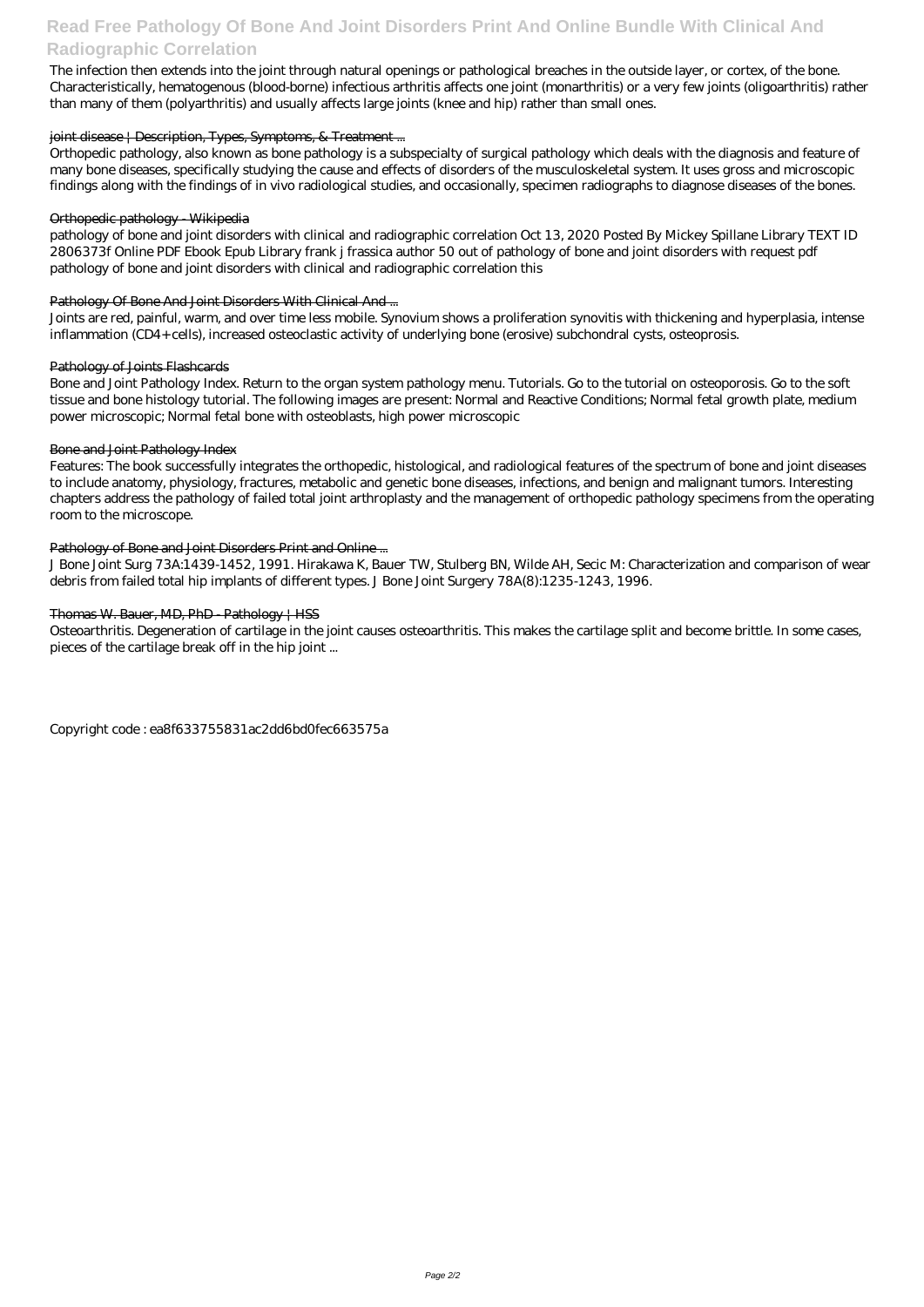The infection then extends into the joint through natural openings or pathological breaches in the outside layer, or cortex, of the bone. Characteristically, hematogenous (blood-borne) infectious arthritis affects one joint (monarthritis) or a very few joints (oligoarthritis) rather than many of them (polyarthritis) and usually affects large joints (knee and hip) rather than small ones.

joint disease | Description, Types, Symptoms, & Treatment ...

Orthopedic pathology, also known as bone pathology is a subspecialty of surgical pathology which deals with the diagnosis and feature of many bone diseases, specifically studying the cause and effects of disorders of the musculoskeletal system. It uses gross and microscopic findings along with the findings of in vivo radiological studies, and occasionally, specimen radiographs to diagnose diseases of the bones.

Orthopedic pathology - Wikipedia

pathology of bone and joint disorders with clinical and radiographic correlation Oct 13, 2020 Posted By Mickey Spillane Library TEXT ID 2806373f Online PDF Ebook Epub Library frank j frassica author 50 out of pathology of bone and joint disorders with request pdf pathology of bone and joint disorders with clinical and radiographic correlation this

Pathology Of Bone And Joint Disorders With Clinical And ...

Joints are red, painful, warm, and over time less mobile. Synovium shows a proliferation synovitis with thickening and hyperplasia, intense inflammation (CD4+ cells), increased osteoclastic activity of underlying bone (erosive) subchondral cysts, osteoprosis.

Pathology of Joints Flashcards

Bone and Joint Pathology Index. Return to the organ system pathology menu. Tutorials. Go to the tutorial on osteoporosis. Go to the soft tissue and bone histology tutorial. The following images are present: Normal and Reactive Conditions; Normal fetal growth plate, medium power microscopic; Normal fetal bone with osteoblasts, high power microscopic

Bone and Joint Pathology Index

Features: The book successfully integrates the orthopedic, histological, and radiological features of the spectrum of bone and joint diseases to include anatomy, physiology, fractures, metabolic and genetic bone diseases, infections, and benign and malignant tumors. Interesting chapters address the pathology of failed total joint arthroplasty and the management of orthopedic pathology specimens from the operating room to the microscope.

Pathology of Bone and Joint Disorders Print and Online ...

J Bone Joint Surg 73A:1439-1452, 1991. Hirakawa K, Bauer TW, Stulberg BN, Wilde AH, Secic M: Characterization and comparison of wear debris from failed total hip implants of different types. J Bone Joint Surgery 78A(8):1235-1243, 1996.

Thomas W. Bauer, MD, PhD - Pathology | HSS

Osteoarthritis. Degeneration of cartilage in the joint causes osteoarthritis. This makes the cartilage split and become brittle. In some cases, pieces of the cartilage break off in the hip joint ...

Copyright code : ea8f633755831ac2dd6bd0fec663575a